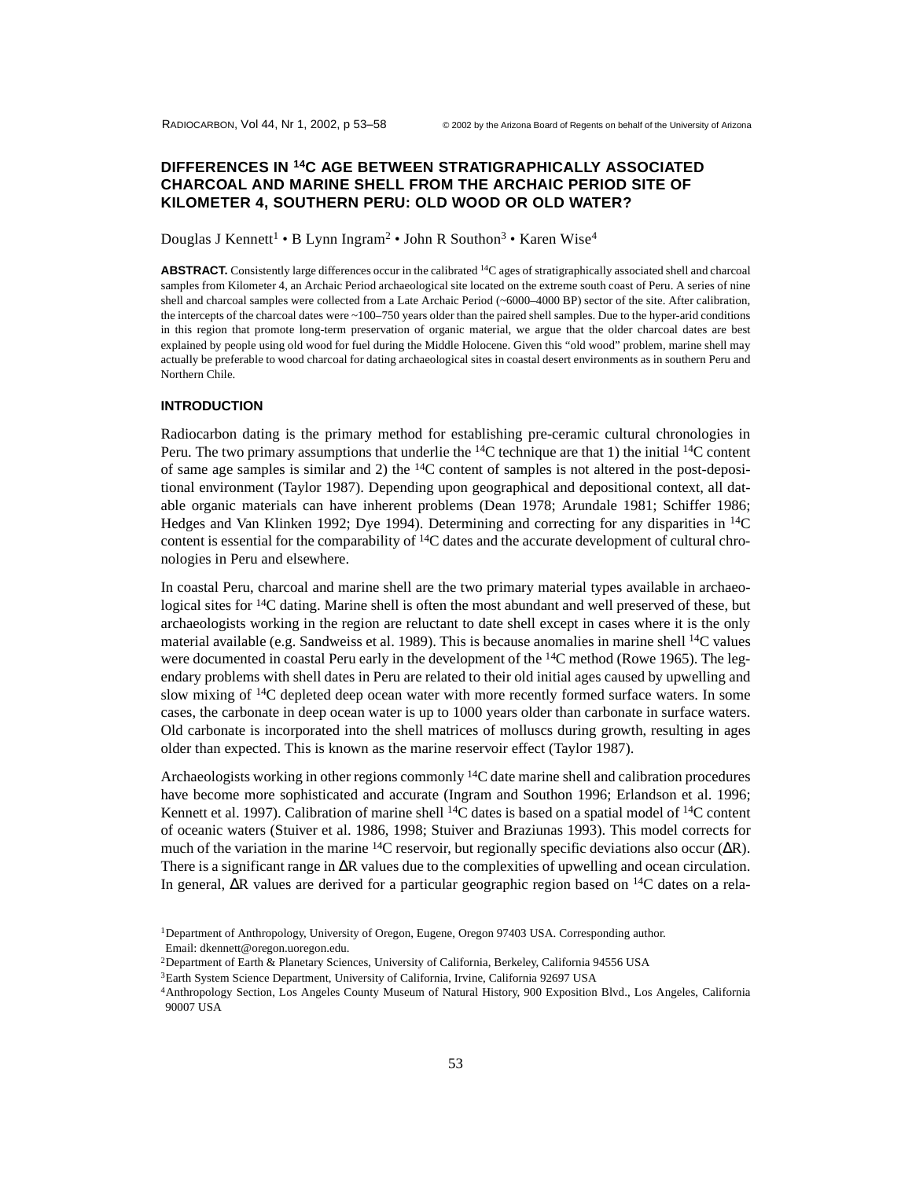# DIFFERENCES IN $^{14}C$ AGE BETWEEN STRATIGRAPHICALLY ASSOCIATED CHARCOAL AND MARINE SHELL FROM THE ARCHAIC PERIOD SITE OF KILOMETER 4, SOUTHERN PERU: OLD WOOD OR OLD WATER?

Douglas J Kennett[1] • B Lynn Ingram[2] • John R Southon[3] • Karen Wise[4]

**ABSTRACT.** Consistently large differences occur in the calibrated $^{14}C$ ages of stratigraphically associated shell and charcoal samples from Kilometer 4, an Archaic Period archaeological site located on the extreme south coast of Peru. A series of nine shell and charcoal samples were collected from a Late Archaic Period (~6000–4000 BP) sector of the site. After calibration, the intercepts of the charcoal dates were ~100–750 years older than the paired shell samples. Due to the hyper-arid conditions in this region that promote long-term preservation of organic material, we argue that the older charcoal dates are best explained by people using old wood for fuel during the Middle Holocene. Given this "old wood" problem, marine shell may actually be preferable to wood charcoal for dating archaeological sites in coastal desert environments as in southern Peru and Northern Chile.

## INTRODUCTION

Radiocarbon dating is the primary method for establishing pre-ceramic cultural chronologies in Peru. The two primary assumptions that underlie the $^{14}C$ technique are that 1) the initial $^{14}C$ content of same age samples is similar and 2) the $^{14}C$ content of samples is not altered in the post-depositional environment (Taylor 1987). Depending upon geographical and depositional context, all datable organic materials can have inherent problems (Dean 1978; Arundale 1981; Schiffer 1986; Hedges and Van Klinken 1992; Dye 1994). Determining and correcting for any disparities in $^{14}C$ content is essential for the comparability of $^{14}C$ dates and the accurate development of cultural chronologies in Peru and elsewhere.

In coastal Peru, charcoal and marine shell are the two primary material types available in archaeological sites for $^{14}C$ dating. Marine shell is often the most abundant and well preserved of these, but archaeologists working in the region are reluctant to date shell except in cases where it is the only material available (e.g. Sandweiss et al. 1989). This is because anomalies in marine shell $^{14}C$ values were documented in coastal Peru early in the development of the $^{14}C$ method (Rowe 1965). The legendary problems with shell dates in Peru are related to their old initial ages caused by upwelling and slow mixing of $^{14}C$ depleted deep ocean water with more recently formed surface waters. In some cases, the carbonate in deep ocean water is up to 1000 years older than carbonate in surface waters. Old carbonate is incorporated into the shell matrices of molluscs during growth, resulting in ages older than expected. This is known as the marine reservoir effect (Taylor 1987).

Archaeologists working in other regions commonly $^{14}C$ date marine shell and calibration procedures have become more sophisticated and accurate (Ingram and Southon 1996; Erlandson et al. 1996; Kennett et al. 1997). Calibration of marine shell $^{14}C$ dates is based on a spatial model of $^{14}C$ content of oceanic waters (Stuiver et al. 1986, 1998; Stuiver and Braziunas 1993). This model corrects for much of the variation in the marine $^{14}C$ reservoir, but regionally specific deviations also occur ($\Delta R$). There is a significant range in $\Delta R$ values due to the complexities of upwelling and ocean circulation. In general, $\Delta R$ values are derived for a particular geographic region based on $^{14}C$ dates on a rela-

[1]Department of Anthropology, University of Oregon, Eugene, Oregon 97403 USA. Corresponding author. Email: dkennett@oregon.uoregon.edu.

[2]Department of Earth & Planetary Sciences, University of California, Berkeley, California 94556 USA

[3]Earth System Science Department, University of California, Irvine, California 92697 USA

[4]Anthropology Section, Los Angeles County Museum of Natural History, 900 Exposition Blvd., Los Angeles, California 90007 USA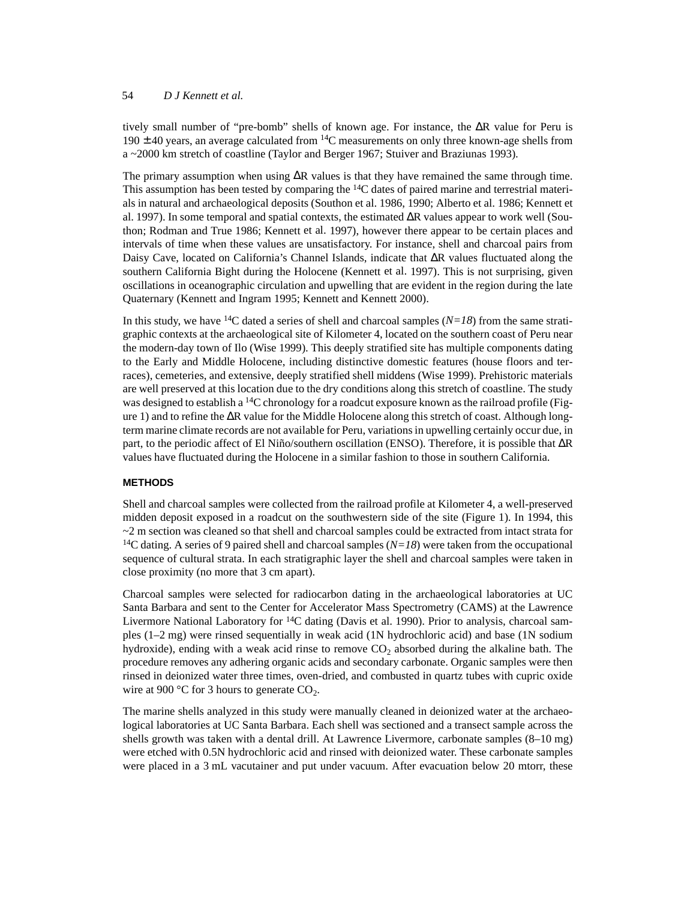tively small number of "pre-bomb" shells of known age. For instance, the ΔR value for Peru is 190 ± 40 years, an average calculated from $^{14}C$ measurements on only three known-age shells from a ~2000 km stretch of coastline (Taylor and Berger 1967; Stuiver and Braziunas 1993).

The primary assumption when using ΔR values is that they have remained the same through time. This assumption has been tested by comparing the $^{14}C$ dates of paired marine and terrestrial materials in natural and archaeological deposits (Southon et al. 1986, 1990; Alberto et al. 1986; Kennett et al. 1997). In some temporal and spatial contexts, the estimated ΔR values appear to work well (Southon; Rodman and True 1986; Kennett et al. 1997), however there appear to be certain places and intervals of time when these values are unsatisfactory. For instance, shell and charcoal pairs from Daisy Cave, located on California's Channel Islands, indicate that ΔR values fluctuated along the southern California Bight during the Holocene (Kennett et al. 1997). This is not surprising, given oscillations in oceanographic circulation and upwelling that are evident in the region during the late Quaternary (Kennett and Ingram 1995; Kennett and Kennett 2000).

In this study, we have $^{14}C$ dated a series of shell and charcoal samples (*N=18*) from the same stratigraphic contexts at the archaeological site of Kilometer 4, located on the southern coast of Peru near the modern-day town of Ilo (Wise 1999). This deeply stratified site has multiple components dating to the Early and Middle Holocene, including distinctive domestic features (house floors and terraces), cemeteries, and extensive, deeply stratified shell middens (Wise 1999). Prehistoric materials are well preserved at this location due to the dry conditions along this stretch of coastline. The study was designed to establish a $^{14}C$ chronology for a roadcut exposure known as the railroad profile (Figure 1) and to refine the ΔR value for the Middle Holocene along this stretch of coast. Although long-term marine climate records are not available for Peru, variations in upwelling certainly occur due, in part, to the periodic affect of El Niño/southern oscillation (ENSO). Therefore, it is possible that ΔR values have fluctuated during the Holocene in a similar fashion to those in southern California.

## METHODS

Shell and charcoal samples were collected from the railroad profile at Kilometer 4, a well-preserved midden deposit exposed in a roadcut on the southwestern side of the site (Figure 1). In 1994, this ~2 m section was cleaned so that shell and charcoal samples could be extracted from intact strata for $^{14}C$ dating. A series of 9 paired shell and charcoal samples (*N=18*) were taken from the occupational sequence of cultural strata. In each stratigraphic layer the shell and charcoal samples were taken in close proximity (no more that 3 cm apart).

Charcoal samples were selected for radiocarbon dating in the archaeological laboratories at UC Santa Barbara and sent to the Center for Accelerator Mass Spectrometry (CAMS) at the Lawrence Livermore National Laboratory for $^{14}C$ dating (Davis et al. 1990). Prior to analysis, charcoal samples (1–2 mg) were rinsed sequentially in weak acid (1N hydrochloric acid) and base (1N sodium hydroxide), ending with a weak acid rinse to remove $CO_2$ absorbed during the alkaline bath. The procedure removes any adhering organic acids and secondary carbonate. Organic samples were then rinsed in deionized water three times, oven-dried, and combusted in quartz tubes with cupric oxide wire at 900 °C for 3 hours to generate $CO_2$.

The marine shells analyzed in this study were manually cleaned in deionized water at the archaeological laboratories at UC Santa Barbara. Each shell was sectioned and a transect sample across the shells growth was taken with a dental drill. At Lawrence Livermore, carbonate samples (8–10 mg) were etched with 0.5N hydrochloric acid and rinsed with deionized water. These carbonate samples were placed in a 3 mL vacutainer and put under vacuum. After evacuation below 20 mtorr, these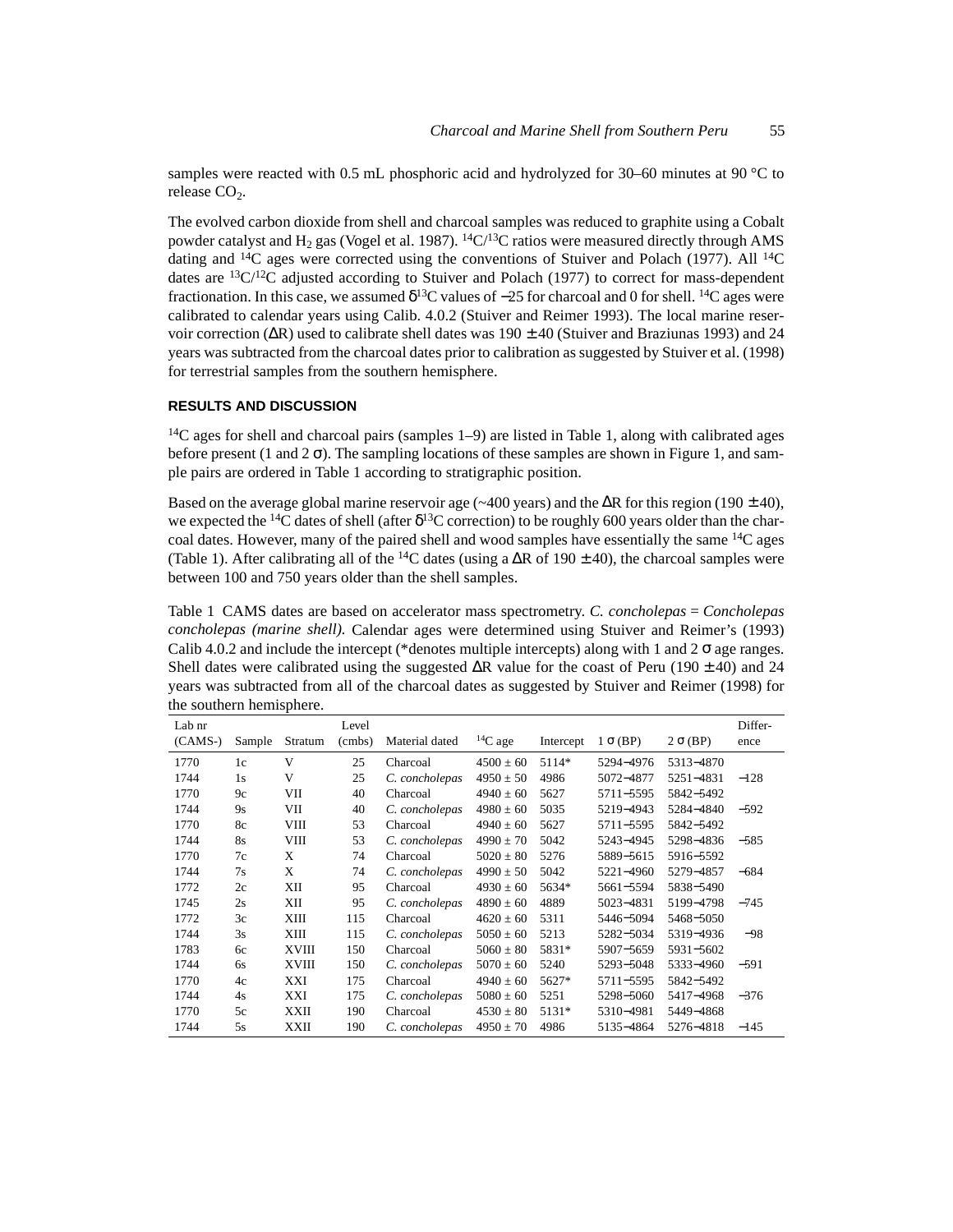samples were reacted with 0.5 mL phosphoric acid and hydrolyzed for 30–60 minutes at 90 °C to release $CO_2$.

The evolved carbon dioxide from shell and charcoal samples was reduced to graphite using a Cobalt powder catalyst and $H_2$ gas (Vogel et al. 1987). $^{14}C/^{13}C$ ratios were measured directly through AMS dating and $^{14}C$ ages were corrected using the conventions of Stuiver and Polach (1977). All $^{14}C$ dates are $^{13}C/^{12}C$ adjusted according to Stuiver and Polach (1977) to correct for mass-dependent fractionation. In this case, we assumed $\delta^{13}C$ values of −25 for charcoal and 0 for shell. $^{14}C$ ages were calibrated to calendar years using Calib. 4.0.2 (Stuiver and Reimer 1993). The local marine reservoir correction ($\Delta R$) used to calibrate shell dates was 190 ± 40 (Stuiver and Braziunas 1993) and 24 years was subtracted from the charcoal dates prior to calibration as suggested by Stuiver et al. (1998) for terrestrial samples from the southern hemisphere.

## RESULTS AND DISCUSSION

$^{14}C$ ages for shell and charcoal pairs (samples 1–9) are listed in Table 1, along with calibrated ages before present (1 and 2 $\sigma$). The sampling locations of these samples are shown in Figure 1, and sample pairs are ordered in Table 1 according to stratigraphic position.

Based on the average global marine reservoir age (~400 years) and the $\Delta R$ for this region (190 ± 40), we expected the $^{14}C$ dates of shell (after $\delta^{13}C$ correction) to be roughly 600 years older than the charcoal dates. However, many of the paired shell and wood samples have essentially the same $^{14}C$ ages (Table 1). After calibrating all of the $^{14}C$ dates (using a $\Delta R$ of 190 ± 40), the charcoal samples were between 100 and 750 years older than the shell samples.

Table 1 CAMS dates are based on accelerator mass spectrometry. *C. concholepas* = *Concholepas concholepas (marine shell).* Calendar ages were determined using Stuiver and Reimer's (1993) Calib 4.0.2 and include the intercept (*denotes multiple intercepts) along with 1 and 2 $\sigma$ age ranges. Shell dates were calibrated using the suggested $\Delta R$ value for the coast of Peru (190 ± 40) and 24 years was subtracted from all of the charcoal dates as suggested by Stuiver and Reimer (1998) for the southern hemisphere.

| Lab nr (CAMS-) | Sample | Stratum | Level (cmbs) | Material dated | $^{14}C$ age | Intercept | 1 $\sigma$ (BP) | 2 $\sigma$ (BP) | Difference |
|---|---|---|---|---|---|---|---|---|---|
| 1770 | 1c | V | 25 | Charcoal | 4500 ± 60 | 5114* | 5294–4976 | 5313–4870 | |
| 1744 | 1s | V | 25 | *C. concholepas* | 4950 ± 50 | 4986 | 5072–4877 | 5251–4831 | −128 |
| 1770 | 9c | VII | 40 | Charcoal | 4940 ± 60 | 5627 | 5711–5595 | 5842–5492 | |
| 1744 | 9s | VII | 40 | *C. concholepas* | 4980 ± 60 | 5035 | 5219–4943 | 5284–4840 | −592 |
| 1770 | 8c | VIII | 53 | Charcoal | 4940 ± 60 | 5627 | 5711–5595 | 5842–5492 | |
| 1744 | 8s | VIII | 53 | *C. concholepas* | 4990 ± 70 | 5042 | 5243–4945 | 5298–4836 | −585 |
| 1770 | 7c | X | 74 | Charcoal | 5020 ± 80 | 5276 | 5889–5615 | 5916–5592 | |
| 1744 | 7s | X | 74 | *C. concholepas* | 4990 ± 50 | 5042 | 5221–4960 | 5279–4857 | −684 |
| 1772 | 2c | XII | 95 | Charcoal | 4930 ± 60 | 5634* | 5661–5594 | 5838–5490 | |
| 1745 | 2s | XII | 95 | *C. concholepas* | 4890 ± 60 | 4889 | 5023–4831 | 5199–4798 | −745 |
| 1772 | 3c | XIII | 115 | Charcoal | 4620 ± 60 | 5311 | 5446–5094 | 5468–5050 | |
| 1744 | 3s | XIII | 115 | *C. concholepas* | 5050 ± 60 | 5213 | 5282–5034 | 5319–4936 | −98 |
| 1783 | 6c | XVIII | 150 | Charcoal | 5060 ± 80 | 5831* | 5907–5659 | 5931–5602 | |
| 1744 | 6s | XVIII | 150 | *C. concholepas* | 5070 ± 60 | 5240 | 5293–5048 | 5333–4960 | −591 |
| 1770 | 4c | XXI | 175 | Charcoal | 4940 ± 60 | 5627* | 5711–5595 | 5842–5492 | |
| 1744 | 4s | XXI | 175 | *C. concholepas* | 5080 ± 60 | 5251 | 5298–5060 | 5417–4968 | −376 |
| 1770 | 5c | XXII | 190 | Charcoal | 4530 ± 80 | 5131* | 5310–4981 | 5449–4868 | |
| 1744 | 5s | XXII | 190 | *C. concholepas* | 4950 ± 70 | 4986 | 5135–4864 | 5276–4818 | −145 |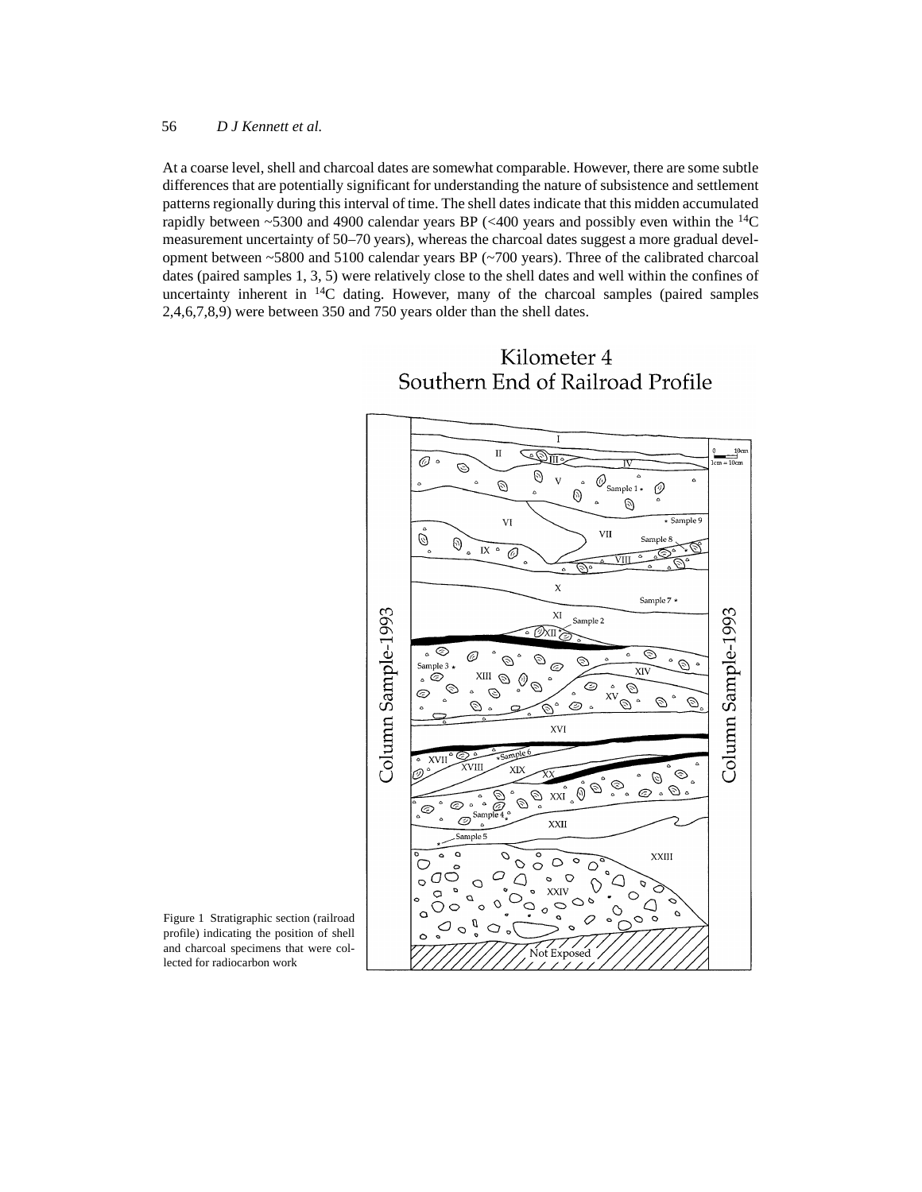At a coarse level, shell and charcoal dates are somewhat comparable. However, there are some subtle differences that are potentially significant for understanding the nature of subsistence and settlement patterns regionally during this interval of time. The shell dates indicate that this midden accumulated rapidly between ~5300 and 4900 calendar years BP (<400 years and possibly even within the $^{14}C$ measurement uncertainty of 50–70 years), whereas the charcoal dates suggest a more gradual development between ~5800 and 5100 calendar years BP (~700 years). Three of the calibrated charcoal dates (paired samples 1, 3, 5) were relatively close to the shell dates and well within the confines of uncertainty inherent in $^{14}C$ dating. However, many of the charcoal samples (paired samples 2,4,6,7,8,9) were between 350 and 750 years older than the shell dates.

Figure 1 Stratigraphic section (railroad profile) indicating the position of shell and charcoal specimens that were collected for radiocarbon work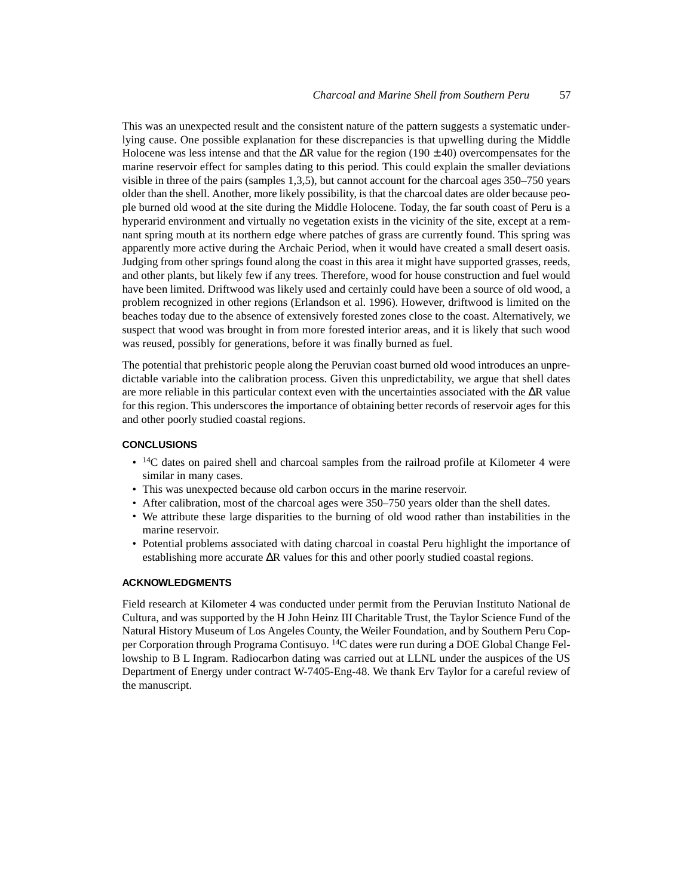This was an unexpected result and the consistent nature of the pattern suggests a systematic underlying cause. One possible explanation for these discrepancies is that upwelling during the Middle Holocene was less intense and that the ΔR value for the region (190 ± 40) overcompensates for the marine reservoir effect for samples dating to this period. This could explain the smaller deviations visible in three of the pairs (samples 1,3,5), but cannot account for the charcoal ages 350–750 years older than the shell. Another, more likely possibility, is that the charcoal dates are older because people burned old wood at the site during the Middle Holocene. Today, the far south coast of Peru is a hyperarid environment and virtually no vegetation exists in the vicinity of the site, except at a remnant spring mouth at its northern edge where patches of grass are currently found. This spring was apparently more active during the Archaic Period, when it would have created a small desert oasis. Judging from other springs found along the coast in this area it might have supported grasses, reeds, and other plants, but likely few if any trees. Therefore, wood for house construction and fuel would have been limited. Driftwood was likely used and certainly could have been a source of old wood, a problem recognized in other regions (Erlandson et al. 1996). However, driftwood is limited on the beaches today due to the absence of extensively forested zones close to the coast. Alternatively, we suspect that wood was brought in from more forested interior areas, and it is likely that such wood was reused, possibly for generations, before it was finally burned as fuel.

The potential that prehistoric people along the Peruvian coast burned old wood introduces an unpredictable variable into the calibration process. Given this unpredictability, we argue that shell dates are more reliable in this particular context even with the uncertainties associated with the ΔR value for this region. This underscores the importance of obtaining better records of reservoir ages for this and other poorly studied coastal regions.

## CONCLUSIONS

- $^{14}C$ dates on paired shell and charcoal samples from the railroad profile at Kilometer 4 were similar in many cases.
- This was unexpected because old carbon occurs in the marine reservoir.
- After calibration, most of the charcoal ages were 350–750 years older than the shell dates.
- We attribute these large disparities to the burning of old wood rather than instabilities in the marine reservoir.
- Potential problems associated with dating charcoal in coastal Peru highlight the importance of establishing more accurate ΔR values for this and other poorly studied coastal regions.

## ACKNOWLEDGMENTS

Field research at Kilometer 4 was conducted under permit from the Peruvian Instituto National de Cultura, and was supported by the H John Heinz III Charitable Trust, the Taylor Science Fund of the Natural History Museum of Los Angeles County, the Weiler Foundation, and by Southern Peru Copper Corporation through Programa Contisuyo. $^{14}C$ dates were run during a DOE Global Change Fellowship to B L Ingram. Radiocarbon dating was carried out at LLNL under the auspices of the US Department of Energy under contract W-7405-Eng-48. We thank Erv Taylor for a careful review of the manuscript.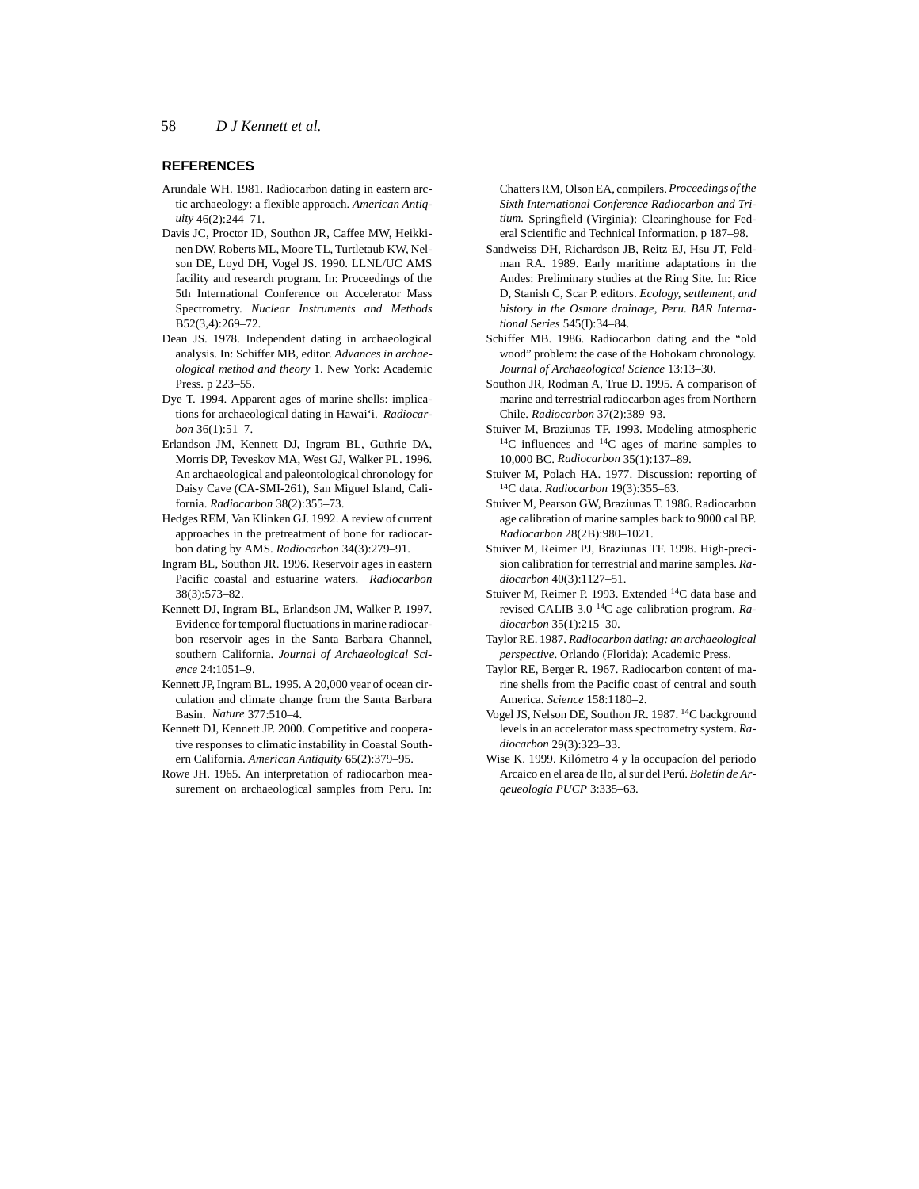## REFERENCES

Arundale WH. 1981. Radiocarbon dating in eastern arctic archaeology: a flexible approach. *American Antiquity* 46(2):244–71.

Davis JC, Proctor ID, Southon JR, Caffee MW, Heikkinen DW, Roberts ML, Moore TL, Turtletaub KW, Nelson DE, Loyd DH, Vogel JS. 1990. LLNL/UC AMS facility and research program. In: Proceedings of the 5th International Conference on Accelerator Mass Spectrometry. *Nuclear Instruments and Methods* B52(3,4):269–72.

Dean JS. 1978. Independent dating in archaeological analysis. In: Schiffer MB, editor. *Advances in archaeological method and theory* 1. New York: Academic Press. p 223–55.

Dye T. 1994. Apparent ages of marine shells: implications for archaeological dating in Hawai'i. *Radiocarbon* 36(1):51–7.

Erlandson JM, Kennett DJ, Ingram BL, Guthrie DA, Morris DP, Teveskov MA, West GJ, Walker PL. 1996. An archaeological and paleontological chronology for Daisy Cave (CA-SMI-261), San Miguel Island, California. *Radiocarbon* 38(2):355–73.

Hedges REM, Van Klinken GJ. 1992. A review of current approaches in the pretreatment of bone for radiocarbon dating by AMS. *Radiocarbon* 34(3):279–91.

Ingram BL, Southon JR. 1996. Reservoir ages in eastern Pacific coastal and estuarine waters. *Radiocarbon* 38(3):573–82.

Kennett DJ, Ingram BL, Erlandson JM, Walker P. 1997. Evidence for temporal fluctuations in marine radiocarbon reservoir ages in the Santa Barbara Channel, southern California. *Journal of Archaeological Science* 24:1051–9.

Kennett JP, Ingram BL. 1995. A 20,000 year of ocean circulation and climate change from the Santa Barbara Basin. *Nature* 377:510–4.

Kennett DJ, Kennett JP. 2000. Competitive and cooperative responses to climatic instability in Coastal Southern California. *American Antiquity* 65(2):379–95.

Rowe JH. 1965. An interpretation of radiocarbon measurement on archaeological samples from Peru. In: Chatters RM, Olson EA, compilers. *Proceedings of the Sixth International Conference Radiocarbon and Tritium.* Springfield (Virginia): Clearinghouse for Federal Scientific and Technical Information. p 187–98.

Sandweiss DH, Richardson JB, Reitz EJ, Hsu JT, Feldman RA. 1989. Early maritime adaptations in the Andes: Preliminary studies at the Ring Site. In: Rice D, Stanish C, Scar P. editors. *Ecology, settlement, and history in the Osmore drainage, Peru. BAR International Series* 545(I):34–84.

Schiffer MB. 1986. Radiocarbon dating and the "old wood" problem: the case of the Hohokam chronology. *Journal of Archaeological Science* 13:13–30.

Southon JR, Rodman A, True D. 1995. A comparison of marine and terrestrial radiocarbon ages from Northern Chile. *Radiocarbon* 37(2):389–93.

Stuiver M, Braziunas TF. 1993. Modeling atmospheric $^{14}$C influences and $^{14}$C ages of marine samples to 10,000 BC. *Radiocarbon* 35(1):137–89.

Stuiver M, Polach HA. 1977. Discussion: reporting of $^{14}$C data. *Radiocarbon* 19(3):355–63.

Stuiver M, Pearson GW, Braziunas T. 1986. Radiocarbon age calibration of marine samples back to 9000 cal BP. *Radiocarbon* 28(2B):980–1021.

Stuiver M, Reimer PJ, Braziunas TF. 1998. High-precision calibration for terrestrial and marine samples. *Radiocarbon* 40(3):1127–51.

Stuiver M, Reimer P. 1993. Extended $^{14}$C data base and revised CALIB 3.0 $^{14}$C age calibration program. *Radiocarbon* 35(1):215–30.

Taylor RE. 1987. *Radiocarbon dating: an archaeological perspective*. Orlando (Florida): Academic Press.

Taylor RE, Berger R. 1967. Radiocarbon content of marine shells from the Pacific coast of central and south America. *Science* 158:1180–2.

Vogel JS, Nelson DE, Southon JR. 1987. $^{14}$C background levels in an accelerator mass spectrometry system. *Radiocarbon* 29(3):323–33.

Wise K. 1999. Kilómetro 4 y la occupacíon del periodo Arcaico en el area de Ilo, al sur del Perú. *Boletín de Arqeueología PUCP* 3:335–63.